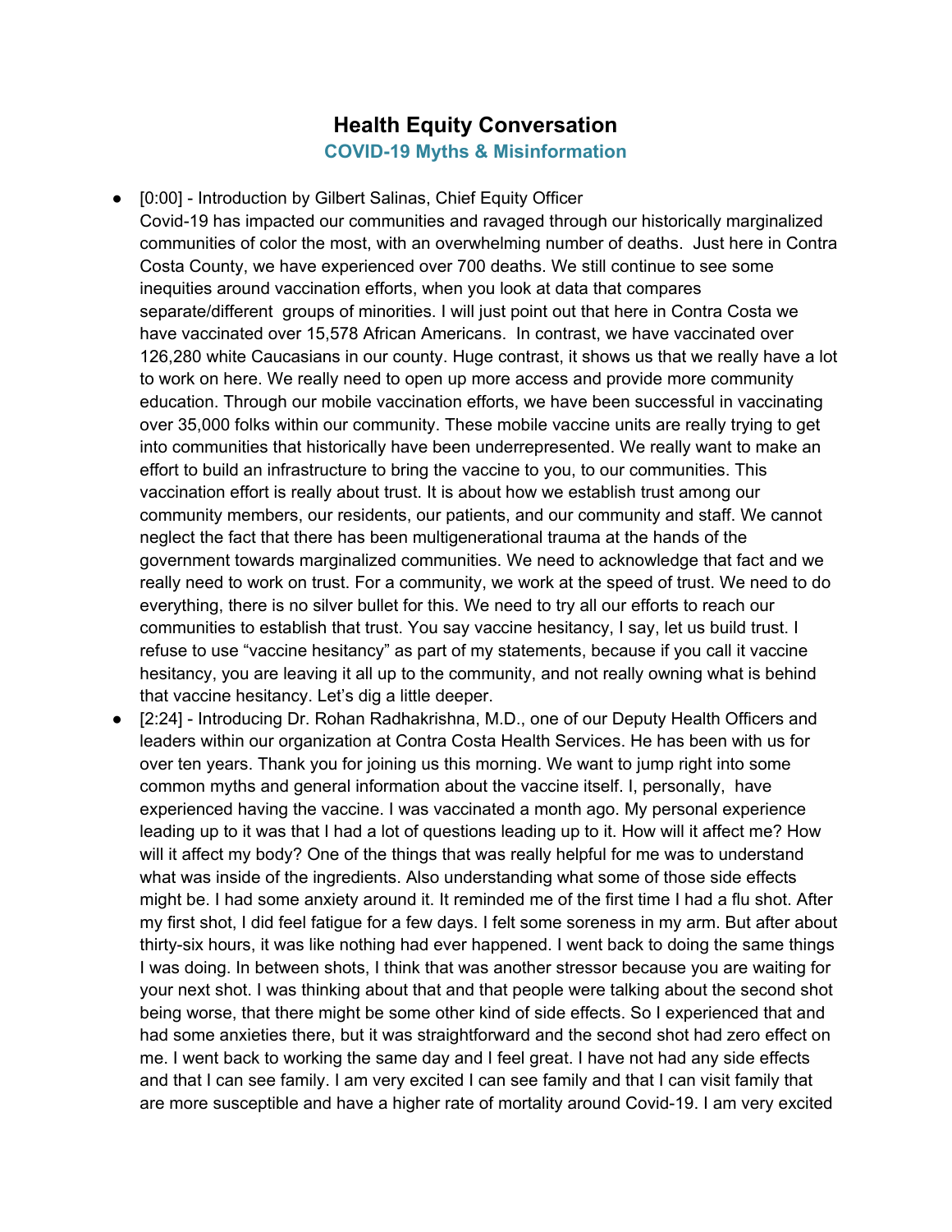# Health Equity Conversation

## COVID-19 Myths & Misinformation

- [0:00] - Introduction by Gilbert Salinas, Chief Equity Officer
  Covid-19 has impacted our communities and ravaged through our historically marginalized communities of color the most, with an overwhelming number of deaths. Just here in Contra Costa County, we have experienced over 700 deaths. We still continue to see some inequities around vaccination efforts, when you look at data that compares separate/different groups of minorities. I will just point out that here in Contra Costa we have vaccinated over 15,578 African Americans. In contrast, we have vaccinated over 126,280 white Caucasians in our county. Huge contrast, it shows us that we really have a lot to work on here. We really need to open up more access and provide more community education. Through our mobile vaccination efforts, we have been successful in vaccinating over 35,000 folks within our community. These mobile vaccine units are really trying to get into communities that historically have been underrepresented. We really want to make an effort to build an infrastructure to bring the vaccine to you, to our communities. This vaccination effort is really about trust. It is about how we establish trust among our community members, our residents, our patients, and our community and staff. We cannot neglect the fact that there has been multigenerational trauma at the hands of the government towards marginalized communities. We need to acknowledge that fact and we really need to work on trust. For a community, we work at the speed of trust. We need to do everything, there is no silver bullet for this. We need to try all our efforts to reach our communities to establish that trust. You say vaccine hesitancy, I say, let us build trust. I refuse to use "vaccine hesitancy" as part of my statements, because if you call it vaccine hesitancy, you are leaving it all up to the community, and not really owning what is behind that vaccine hesitancy. Let's dig a little deeper.
- [2:24] - Introducing Dr. Rohan Radhakrishna, M.D., one of our Deputy Health Officers and leaders within our organization at Contra Costa Health Services. He has been with us for over ten years. Thank you for joining us this morning. We want to jump right into some common myths and general information about the vaccine itself. I, personally, have experienced having the vaccine. I was vaccinated a month ago. My personal experience leading up to it was that I had a lot of questions leading up to it. How will it affect me? How will it affect my body? One of the things that was really helpful for me was to understand what was inside of the ingredients. Also understanding what some of those side effects might be. I had some anxiety around it. It reminded me of the first time I had a flu shot. After my first shot, I did feel fatigue for a few days. I felt some soreness in my arm. But after about thirty-six hours, it was like nothing had ever happened. I went back to doing the same things I was doing. In between shots, I think that was another stressor because you are waiting for your next shot. I was thinking about that and that people were talking about the second shot being worse, that there might be some other kind of side effects. So I experienced that and had some anxieties there, but it was straightforward and the second shot had zero effect on me. I went back to working the same day and I feel great. I have not had any side effects and that I can see family. I am very excited I can see family and that I can visit family that are more susceptible and have a higher rate of mortality around Covid-19. I am very excited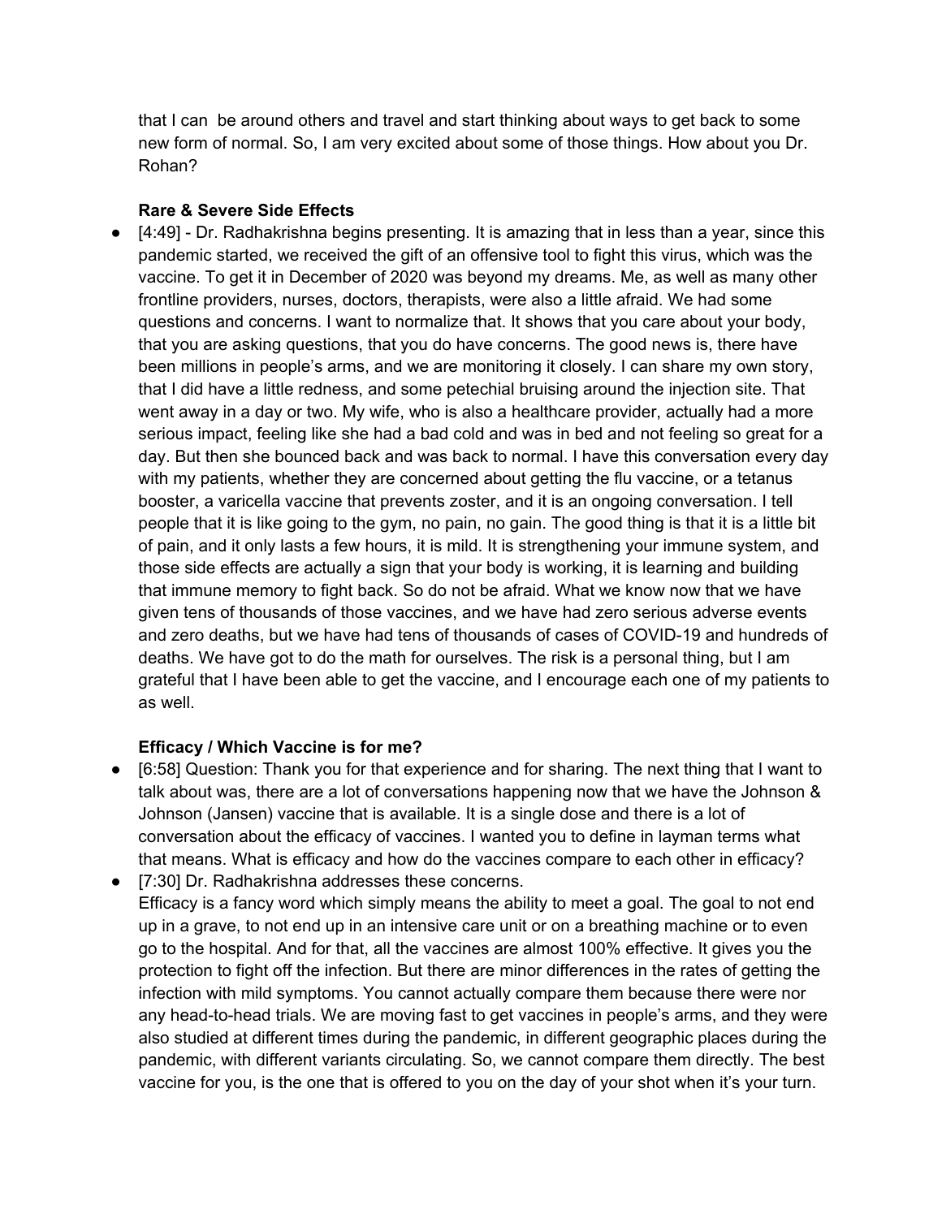that I can  be around others and travel and start thinking about ways to get back to some new form of normal. So, I am very excited about some of those things. How about you Dr. Rohan?

**Rare & Severe Side Effects**

- [4:49] - Dr. Radhakrishna begins presenting. It is amazing that in less than a year, since this pandemic started, we received the gift of an offensive tool to fight this virus, which was the vaccine. To get it in December of 2020 was beyond my dreams. Me, as well as many other frontline providers, nurses, doctors, therapists, were also a little afraid. We had some questions and concerns. I want to normalize that. It shows that you care about your body, that you are asking questions, that you do have concerns. The good news is, there have been millions in people's arms, and we are monitoring it closely. I can share my own story, that I did have a little redness, and some petechial bruising around the injection site. That went away in a day or two. My wife, who is also a healthcare provider, actually had a more serious impact, feeling like she had a bad cold and was in bed and not feeling so great for a day. But then she bounced back and was back to normal. I have this conversation every day with my patients, whether they are concerned about getting the flu vaccine, or a tetanus booster, a varicella vaccine that prevents zoster, and it is an ongoing conversation. I tell people that it is like going to the gym, no pain, no gain. The good thing is that it is a little bit of pain, and it only lasts a few hours, it is mild. It is strengthening your immune system, and those side effects are actually a sign that your body is working, it is learning and building that immune memory to fight back. So do not be afraid. What we know now that we have given tens of thousands of those vaccines, and we have had zero serious adverse events and zero deaths, but we have had tens of thousands of cases of COVID-19 and hundreds of deaths. We have got to do the math for ourselves. The risk is a personal thing, but I am grateful that I have been able to get the vaccine, and I encourage each one of my patients to as well.

**Efficacy / Which Vaccine is for me?**

- [6:58] Question: Thank you for that experience and for sharing. The next thing that I want to talk about was, there are a lot of conversations happening now that we have the Johnson & Johnson (Jansen) vaccine that is available. It is a single dose and there is a lot of conversation about the efficacy of vaccines. I wanted you to define in layman terms what that means. What is efficacy and how do the vaccines compare to each other in efficacy?
- [7:30] Dr. Radhakrishna addresses these concerns.
  Efficacy is a fancy word which simply means the ability to meet a goal. The goal to not end up in a grave, to not end up in an intensive care unit or on a breathing machine or to even go to the hospital. And for that, all the vaccines are almost 100% effective. It gives you the protection to fight off the infection. But there are minor differences in the rates of getting the infection with mild symptoms. You cannot actually compare them because there were nor any head-to-head trials. We are moving fast to get vaccines in people's arms, and they were also studied at different times during the pandemic, in different geographic places during the pandemic, with different variants circulating. So, we cannot compare them directly. The best vaccine for you, is the one that is offered to you on the day of your shot when it's your turn.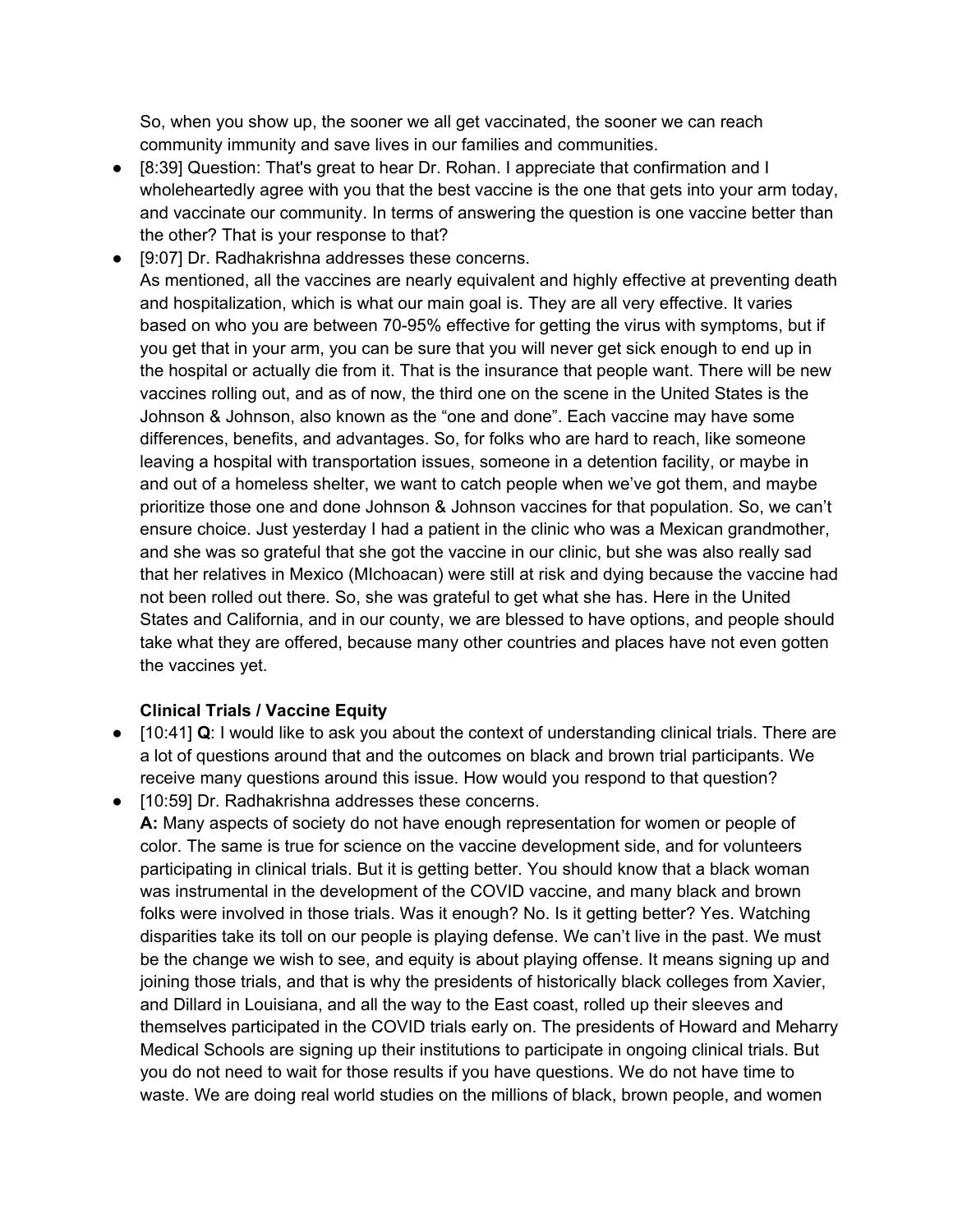So, when you show up, the sooner we all get vaccinated, the sooner we can reach community immunity and save lives in our families and communities.

- [8:39] Question: That's great to hear Dr. Rohan. I appreciate that confirmation and I wholeheartedly agree with you that the best vaccine is the one that gets into your arm today, and vaccinate our community. In terms of answering the question is one vaccine better than the other? That is your response to that?
- [9:07] Dr. Radhakrishna addresses these concerns.
  As mentioned, all the vaccines are nearly equivalent and highly effective at preventing death and hospitalization, which is what our main goal is. They are all very effective. It varies based on who you are between 70-95% effective for getting the virus with symptoms, but if you get that in your arm, you can be sure that you will never get sick enough to end up in the hospital or actually die from it. That is the insurance that people want. There will be new vaccines rolling out, and as of now, the third one on the scene in the United States is the Johnson & Johnson, also known as the "one and done". Each vaccine may have some differences, benefits, and advantages. So, for folks who are hard to reach, like someone leaving a hospital with transportation issues, someone in a detention facility, or maybe in and out of a homeless shelter, we want to catch people when we've got them, and maybe prioritize those one and done Johnson & Johnson vaccines for that population. So, we can't ensure choice. Just yesterday I had a patient in the clinic who was a Mexican grandmother, and she was so grateful that she got the vaccine in our clinic, but she was also really sad that her relatives in Mexico (MIchoacan) were still at risk and dying because the vaccine had not been rolled out there. So, she was grateful to get what she has. Here in the United States and California, and in our county, we are blessed to have options, and people should take what they are offered, because many other countries and places have not even gotten the vaccines yet.

**Clinical Trials / Vaccine Equity**

- [10:41] **Q**: I would like to ask you about the context of understanding clinical trials. There are a lot of questions around that and the outcomes on black and brown trial participants. We receive many questions around this issue. How would you respond to that question?
- [10:59] Dr. Radhakrishna addresses these concerns.
  **A:** Many aspects of society do not have enough representation for women or people of color. The same is true for science on the vaccine development side, and for volunteers participating in clinical trials. But it is getting better. You should know that a black woman was instrumental in the development of the COVID vaccine, and many black and brown folks were involved in those trials. Was it enough? No. Is it getting better? Yes. Watching disparities take its toll on our people is playing defense. We can't live in the past. We must be the change we wish to see, and equity is about playing offense. It means signing up and joining those trials, and that is why the presidents of historically black colleges from Xavier, and Dillard in Louisiana, and all the way to the East coast, rolled up their sleeves and themselves participated in the COVID trials early on. The presidents of Howard and Meharry Medical Schools are signing up their institutions to participate in ongoing clinical trials. But you do not need to wait for those results if you have questions. We do not have time to waste. We are doing real world studies on the millions of black, brown people, and women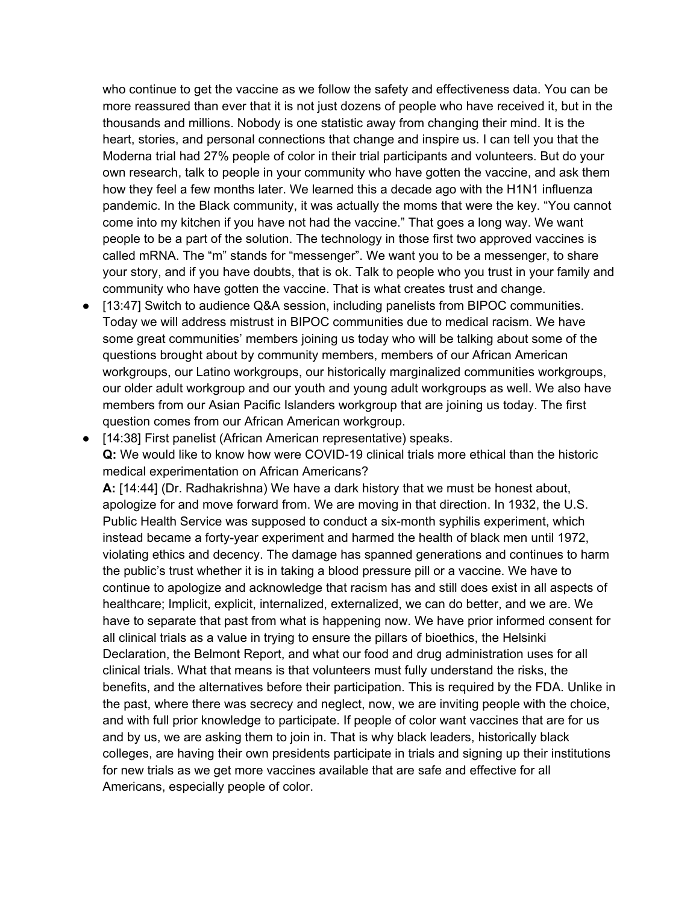who continue to get the vaccine as we follow the safety and effectiveness data. You can be more reassured than ever that it is not just dozens of people who have received it, but in the thousands and millions. Nobody is one statistic away from changing their mind. It is the heart, stories, and personal connections that change and inspire us. I can tell you that the Moderna trial had 27% people of color in their trial participants and volunteers. But do your own research, talk to people in your community who have gotten the vaccine, and ask them how they feel a few months later. We learned this a decade ago with the H1N1 influenza pandemic. In the Black community, it was actually the moms that were the key. "You cannot come into my kitchen if you have not had the vaccine." That goes a long way. We want people to be a part of the solution. The technology in those first two approved vaccines is called mRNA. The "m" stands for "messenger". We want you to be a messenger, to share your story, and if you have doubts, that is ok. Talk to people who you trust in your family and community who have gotten the vaccine. That is what creates trust and change.

- [13:47] Switch to audience Q&A session, including panelists from BIPOC communities. Today we will address mistrust in BIPOC communities due to medical racism. We have some great communities' members joining us today who will be talking about some of the questions brought about by community members, members of our African American workgroups, our Latino workgroups, our historically marginalized communities workgroups, our older adult workgroup and our youth and young adult workgroups as well. We also have members from our Asian Pacific Islanders workgroup that are joining us today. The first question comes from our African American workgroup.
- [14:38] First panelist (African American representative) speaks.
  **Q:** We would like to know how were COVID-19 clinical trials more ethical than the historic medical experimentation on African Americans?
  **A:** [14:44] (Dr. Radhakrishna) We have a dark history that we must be honest about, apologize for and move forward from. We are moving in that direction. In 1932, the U.S. Public Health Service was supposed to conduct a six-month syphilis experiment, which instead became a forty-year experiment and harmed the health of black men until 1972, violating ethics and decency. The damage has spanned generations and continues to harm the public's trust whether it is in taking a blood pressure pill or a vaccine. We have to continue to apologize and acknowledge that racism has and still does exist in all aspects of healthcare; Implicit, explicit, internalized, externalized, we can do better, and we are. We have to separate that past from what is happening now. We have prior informed consent for all clinical trials as a value in trying to ensure the pillars of bioethics, the Helsinki Declaration, the Belmont Report, and what our food and drug administration uses for all clinical trials. What that means is that volunteers must fully understand the risks, the benefits, and the alternatives before their participation. This is required by the FDA. Unlike in the past, where there was secrecy and neglect, now, we are inviting people with the choice, and with full prior knowledge to participate. If people of color want vaccines that are for us and by us, we are asking them to join in. That is why black leaders, historically black colleges, are having their own presidents participate in trials and signing up their institutions for new trials as we get more vaccines available that are safe and effective for all Americans, especially people of color.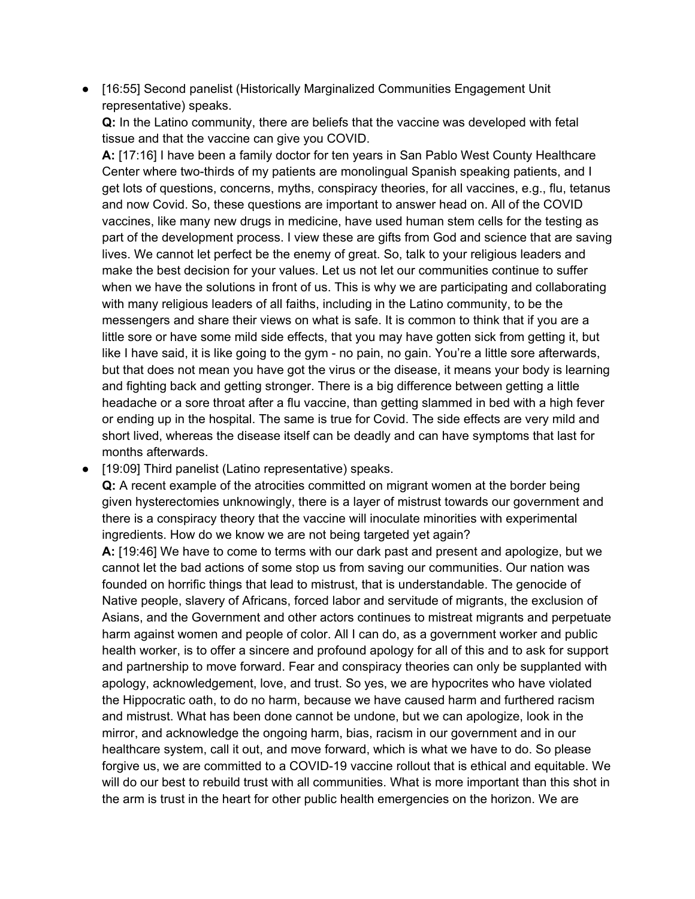- [16:55] Second panelist (Historically Marginalized Communities Engagement Unit representative) speaks.
  **Q:** In the Latino community, there are beliefs that the vaccine was developed with fetal tissue and that the vaccine can give you COVID.
  **A:** [17:16] I have been a family doctor for ten years in San Pablo West County Healthcare Center where two-thirds of my patients are monolingual Spanish speaking patients, and I get lots of questions, concerns, myths, conspiracy theories, for all vaccines, e.g., flu, tetanus and now Covid. So, these questions are important to answer head on. All of the COVID vaccines, like many new drugs in medicine, have used human stem cells for the testing as part of the development process. I view these are gifts from God and science that are saving lives. We cannot let perfect be the enemy of great. So, talk to your religious leaders and make the best decision for your values. Let us not let our communities continue to suffer when we have the solutions in front of us. This is why we are participating and collaborating with many religious leaders of all faiths, including in the Latino community, to be the messengers and share their views on what is safe. It is common to think that if you are a little sore or have some mild side effects, that you may have gotten sick from getting it, but like I have said, it is like going to the gym - no pain, no gain. You're a little sore afterwards, but that does not mean you have got the virus or the disease, it means your body is learning and fighting back and getting stronger. There is a big difference between getting a little headache or a sore throat after a flu vaccine, than getting slammed in bed with a high fever or ending up in the hospital. The same is true for Covid. The side effects are very mild and short lived, whereas the disease itself can be deadly and can have symptoms that last for months afterwards.
- [19:09] Third panelist (Latino representative) speaks.
  **Q:** A recent example of the atrocities committed on migrant women at the border being given hysterectomies unknowingly, there is a layer of mistrust towards our government and there is a conspiracy theory that the vaccine will inoculate minorities with experimental ingredients. How do we know we are not being targeted yet again?
  **A:** [19:46] We have to come to terms with our dark past and present and apologize, but we cannot let the bad actions of some stop us from saving our communities. Our nation was founded on horrific things that lead to mistrust, that is understandable. The genocide of Native people, slavery of Africans, forced labor and servitude of migrants, the exclusion of Asians, and the Government and other actors continues to mistreat migrants and perpetuate harm against women and people of color. All I can do, as a government worker and public health worker, is to offer a sincere and profound apology for all of this and to ask for support and partnership to move forward. Fear and conspiracy theories can only be supplanted with apology, acknowledgement, love, and trust. So yes, we are hypocrites who have violated the Hippocratic oath, to do no harm, because we have caused harm and furthered racism and mistrust. What has been done cannot be undone, but we can apologize, look in the mirror, and acknowledge the ongoing harm, bias, racism in our government and in our healthcare system, call it out, and move forward, which is what we have to do. So please forgive us, we are committed to a COVID-19 vaccine rollout that is ethical and equitable. We will do our best to rebuild trust with all communities. What is more important than this shot in the arm is trust in the heart for other public health emergencies on the horizon. We are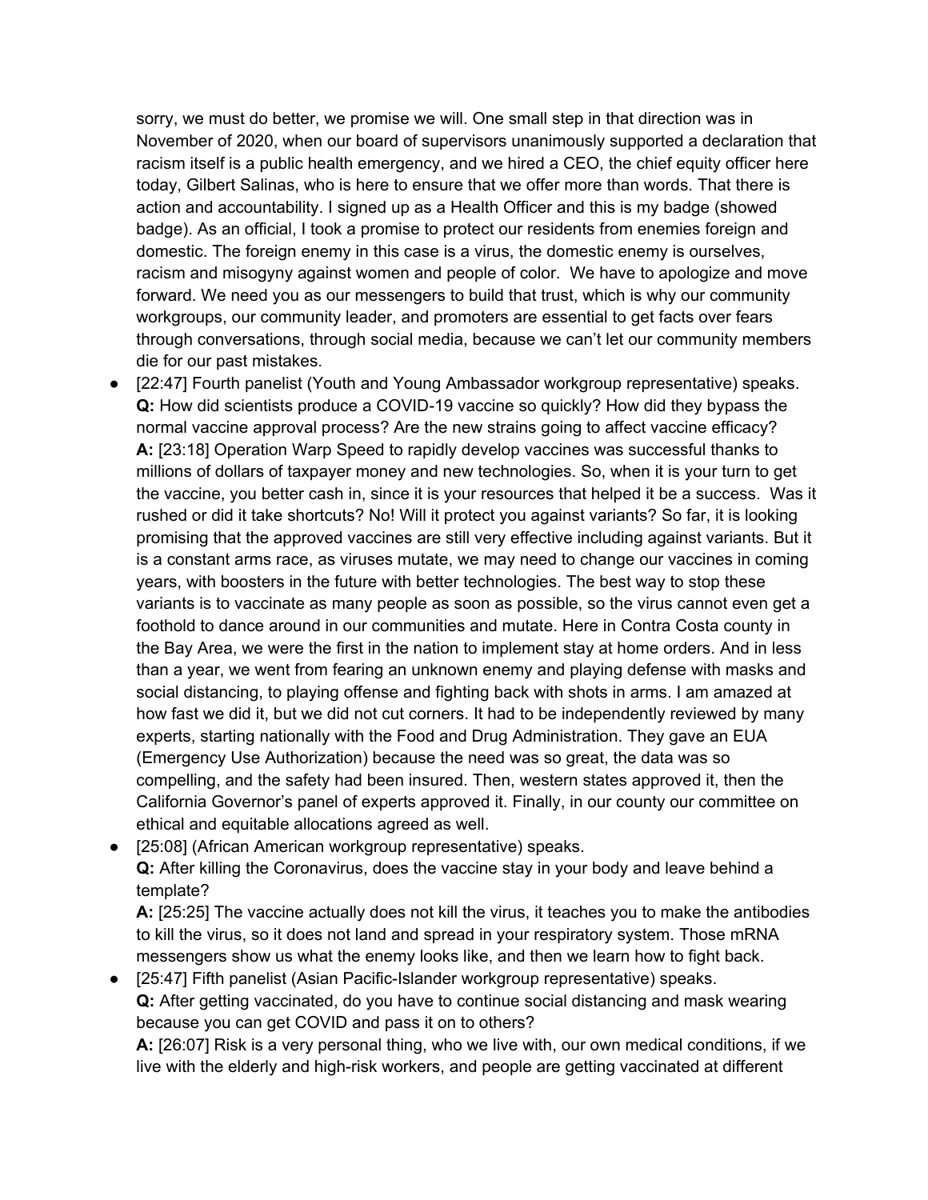sorry, we must do better, we promise we will. One small step in that direction was in November of 2020, when our board of supervisors unanimously supported a declaration that racism itself is a public health emergency, and we hired a CEO, the chief equity officer here today, Gilbert Salinas, who is here to ensure that we offer more than words. That there is action and accountability. I signed up as a Health Officer and this is my badge (showed badge). As an official, I took a promise to protect our residents from enemies foreign and domestic. The foreign enemy in this case is a virus, the domestic enemy is ourselves, racism and misogyny against women and people of color. We have to apologize and move forward. We need you as our messengers to build that trust, which is why our community workgroups, our community leader, and promoters are essential to get facts over fears through conversations, through social media, because we can't let our community members die for our past mistakes.

- [22:47] Fourth panelist (Youth and Young Ambassador workgroup representative) speaks.
  **Q:** How did scientists produce a COVID-19 vaccine so quickly? How did they bypass the normal vaccine approval process? Are the new strains going to affect vaccine efficacy?
  **A:** [23:18] Operation Warp Speed to rapidly develop vaccines was successful thanks to millions of dollars of taxpayer money and new technologies. So, when it is your turn to get the vaccine, you better cash in, since it is your resources that helped it be a success. Was it rushed or did it take shortcuts? No! Will it protect you against variants? So far, it is looking promising that the approved vaccines are still very effective including against variants. But it is a constant arms race, as viruses mutate, we may need to change our vaccines in coming years, with boosters in the future with better technologies. The best way to stop these variants is to vaccinate as many people as soon as possible, so the virus cannot even get a foothold to dance around in our communities and mutate. Here in Contra Costa county in the Bay Area, we were the first in the nation to implement stay at home orders. And in less than a year, we went from fearing an unknown enemy and playing defense with masks and social distancing, to playing offense and fighting back with shots in arms. I am amazed at how fast we did it, but we did not cut corners. It had to be independently reviewed by many experts, starting nationally with the Food and Drug Administration. They gave an EUA (Emergency Use Authorization) because the need was so great, the data was so compelling, and the safety had been insured. Then, western states approved it, then the California Governor's panel of experts approved it. Finally, in our county our committee on ethical and equitable allocations agreed as well.
- [25:08] (African American workgroup representative) speaks.
  **Q:** After killing the Coronavirus, does the vaccine stay in your body and leave behind a template?
  **A:** [25:25] The vaccine actually does not kill the virus, it teaches you to make the antibodies to kill the virus, so it does not land and spread in your respiratory system. Those mRNA messengers show us what the enemy looks like, and then we learn how to fight back.
- [25:47] Fifth panelist (Asian Pacific-Islander workgroup representative) speaks.
  **Q:** After getting vaccinated, do you have to continue social distancing and mask wearing because you can get COVID and pass it on to others?
  **A:** [26:07] Risk is a very personal thing, who we live with, our own medical conditions, if we live with the elderly and high-risk workers, and people are getting vaccinated at different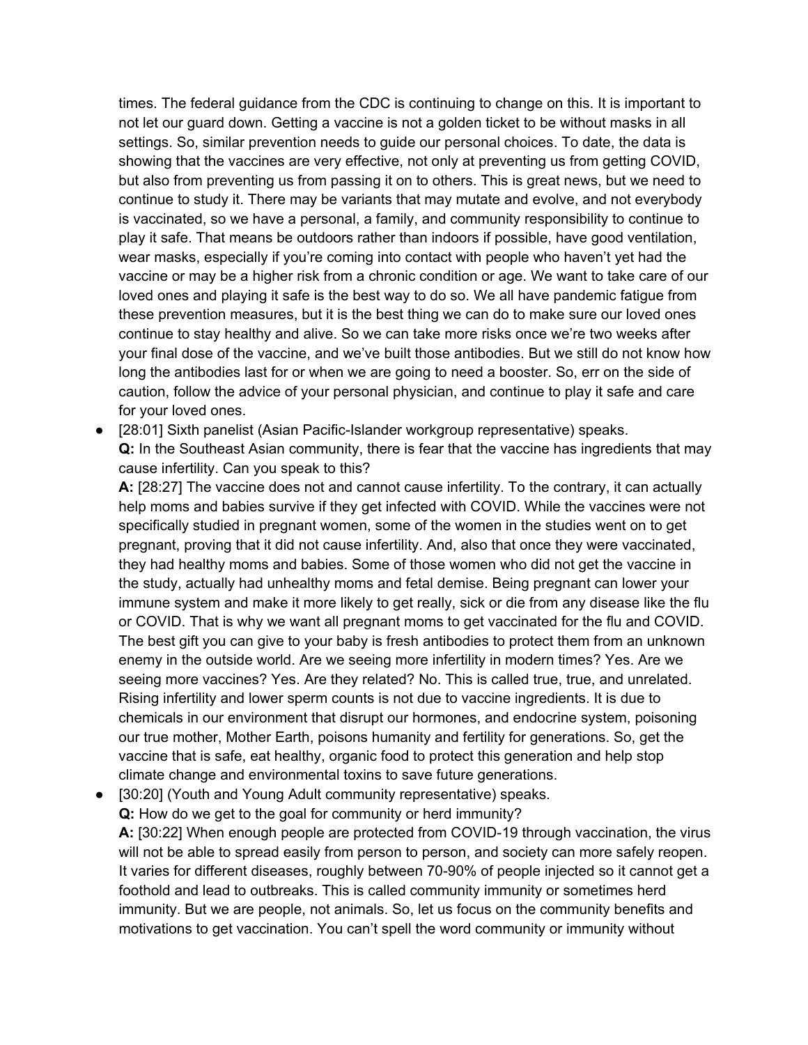times. The federal guidance from the CDC is continuing to change on this. It is important to not let our guard down. Getting a vaccine is not a golden ticket to be without masks in all settings. So, similar prevention needs to guide our personal choices. To date, the data is showing that the vaccines are very effective, not only at preventing us from getting COVID, but also from preventing us from passing it on to others. This is great news, but we need to continue to study it. There may be variants that may mutate and evolve, and not everybody is vaccinated, so we have a personal, a family, and community responsibility to continue to play it safe. That means be outdoors rather than indoors if possible, have good ventilation, wear masks, especially if you're coming into contact with people who haven't yet had the vaccine or may be a higher risk from a chronic condition or age. We want to take care of our loved ones and playing it safe is the best way to do so. We all have pandemic fatigue from these prevention measures, but it is the best thing we can do to make sure our loved ones continue to stay healthy and alive. So we can take more risks once we're two weeks after your final dose of the vaccine, and we've built those antibodies. But we still do not know how long the antibodies last for or when we are going to need a booster. So, err on the side of caution, follow the advice of your personal physician, and continue to play it safe and care for your loved ones.

- [28:01] Sixth panelist (Asian Pacific-Islander workgroup representative) speaks.
  **Q:** In the Southeast Asian community, there is fear that the vaccine has ingredients that may cause infertility. Can you speak to this?
  **A:** [28:27] The vaccine does not and cannot cause infertility. To the contrary, it can actually help moms and babies survive if they get infected with COVID. While the vaccines were not specifically studied in pregnant women, some of the women in the studies went on to get pregnant, proving that it did not cause infertility. And, also that once they were vaccinated, they had healthy moms and babies. Some of those women who did not get the vaccine in the study, actually had unhealthy moms and fetal demise. Being pregnant can lower your immune system and make it more likely to get really, sick or die from any disease like the flu or COVID. That is why we want all pregnant moms to get vaccinated for the flu and COVID. The best gift you can give to your baby is fresh antibodies to protect them from an unknown enemy in the outside world. Are we seeing more infertility in modern times? Yes. Are we seeing more vaccines? Yes. Are they related? No. This is called true, true, and unrelated. Rising infertility and lower sperm counts is not due to vaccine ingredients. It is due to chemicals in our environment that disrupt our hormones, and endocrine system, poisoning our true mother, Mother Earth, poisons humanity and fertility for generations. So, get the vaccine that is safe, eat healthy, organic food to protect this generation and help stop climate change and environmental toxins to save future generations.
- [30:20] (Youth and Young Adult community representative) speaks.
  **Q:** How do we get to the goal for community or herd immunity?
  **A:** [30:22] When enough people are protected from COVID-19 through vaccination, the virus will not be able to spread easily from person to person, and society can more safely reopen. It varies for different diseases, roughly between 70-90% of people injected so it cannot get a foothold and lead to outbreaks. This is called community immunity or sometimes herd immunity. But we are people, not animals. So, let us focus on the community benefits and motivations to get vaccination. You can't spell the word community or immunity without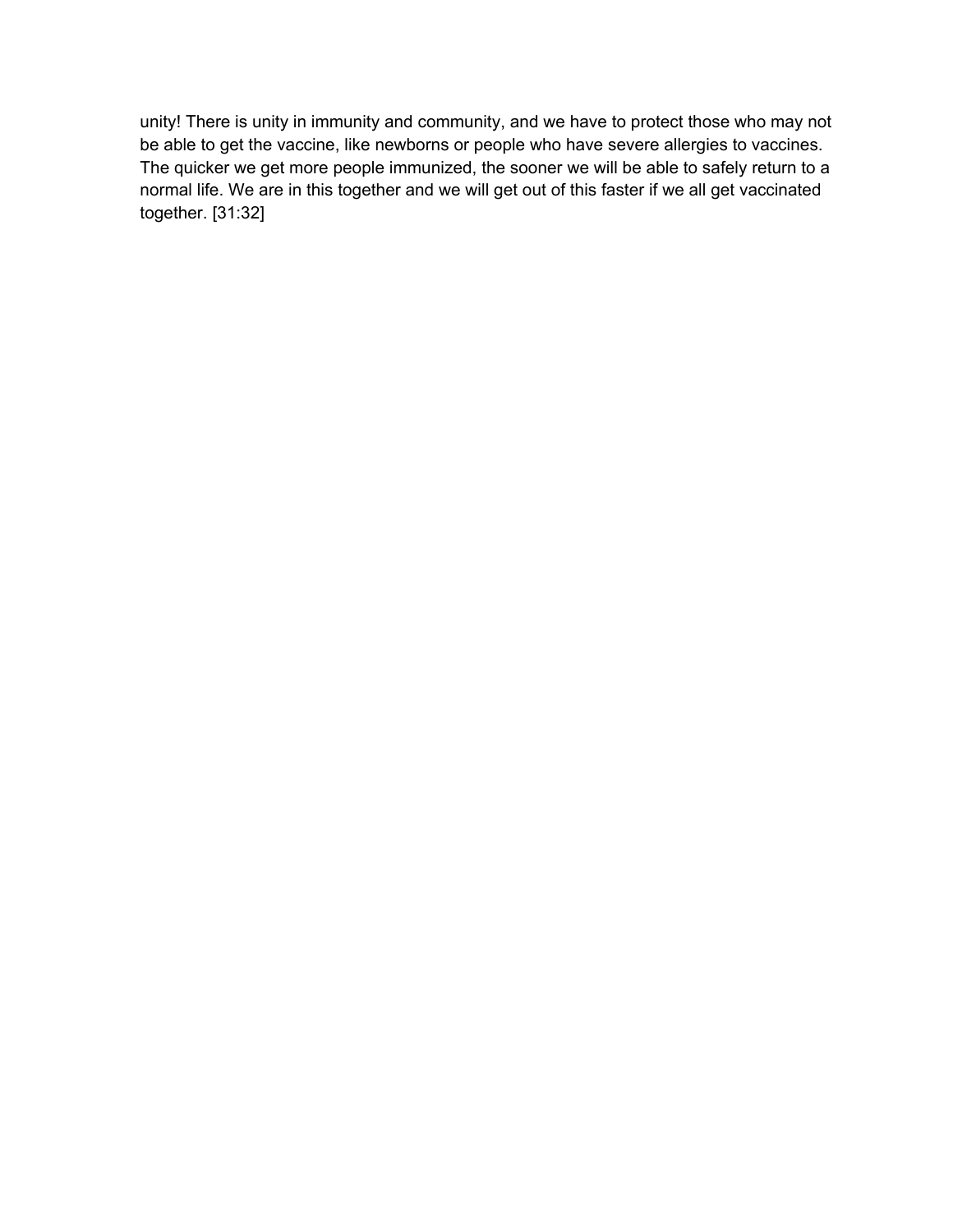unity! There is unity in immunity and community, and we have to protect those who may not be able to get the vaccine, like newborns or people who have severe allergies to vaccines. The quicker we get more people immunized, the sooner we will be able to safely return to a normal life. We are in this together and we will get out of this faster if we all get vaccinated together. [31:32]